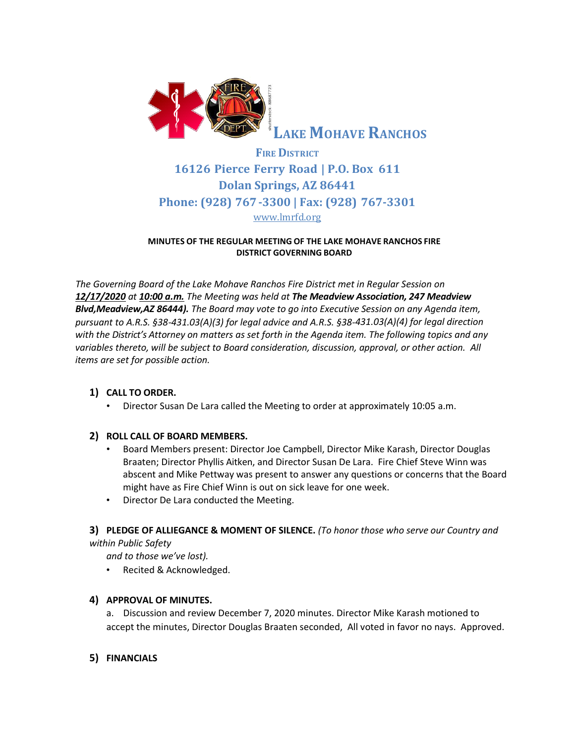# Lake Mohave Ranchos

## Fire District

**16126 Pierce Ferry Road | P.O. Box 611**
**Dolan Springs, AZ 86441**
**Phone: (928) 767-3300 | Fax: (928) 767-3301**
www.lmrfd.org

**MINUTES OF THE REGULAR MEETING OF THE LAKE MOHAVE RANCHOS FIRE DISTRICT GOVERNING BOARD**

*The Governing Board of the Lake Mohave Ranchos Fire District met in Regular Session on* ***12/17/2020*** *at* ***10:00 a.m.*** *The Meeting was held at* ***The Meadview Association, 247 Meadview Blvd,Meadview,AZ 86444).*** *The Board may vote to go into Executive Session on any Agenda item, pursuant to A.R.S. §38-431.03(A)(3) for legal advice and A.R.S. §38-431.03(A)(4) for legal direction with the District's Attorney on matters as set forth in the Agenda item. The following topics and any variables thereto, will be subject to Board consideration, discussion, approval, or other action. All items are set for possible action.*

**1) CALL TO ORDER.**

- Director Susan De Lara called the Meeting to order at approximately 10:05 a.m.

**2) ROLL CALL OF BOARD MEMBERS.**

- Board Members present: Director Joe Campbell, Director Mike Karash, Director Douglas Braaten; Director Phyllis Aitken, and Director Susan De Lara. Fire Chief Steve Winn was abscent and Mike Pettway was present to answer any questions or concerns that the Board might have as Fire Chief Winn is out on sick leave for one week.
- Director De Lara conducted the Meeting.

**3) PLEDGE OF ALLIEGANCE & MOMENT OF SILENCE.** *(To honor those who serve our Country and within Public Safety and to those we've lost).*

- Recited & Acknowledged.

**4) APPROVAL OF MINUTES.**

a. Discussion and review December 7, 2020 minutes. Director Mike Karash motioned to accept the minutes, Director Douglas Braaten seconded, All voted in favor no nays. Approved.

**5) FINANCIALS**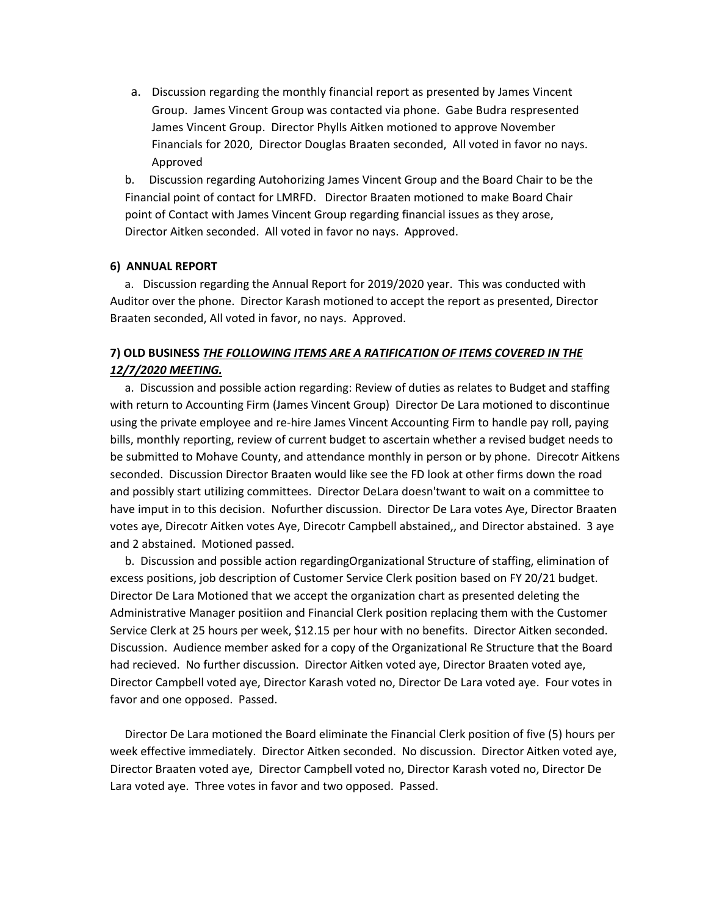a. Discussion regarding the monthly financial report as presented by James Vincent Group. James Vincent Group was contacted via phone. Gabe Budra respresented James Vincent Group. Director Phylls Aitken motioned to approve November Financials for 2020, Director Douglas Braaten seconded, All voted in favor no nays. Approved

b. Discussion regarding Autohorizing James Vincent Group and the Board Chair to be the Financial point of contact for LMRFD. Director Braaten motioned to make Board Chair point of Contact with James Vincent Group regarding financial issues as they arose, Director Aitken seconded. All voted in favor no nays. Approved.

**6) ANNUAL REPORT**

a. Discussion regarding the Annual Report for 2019/2020 year. This was conducted with Auditor over the phone. Director Karash motioned to accept the report as presented, Director Braaten seconded, All voted in favor, no nays. Approved.

**7) OLD BUSINESS *<u>THE FOLLOWING ITEMS ARE A RATIFICATION OF ITEMS COVERED IN THE 12/7/2020 MEETING.</u>***

a. Discussion and possible action regarding: Review of duties as relates to Budget and staffing with return to Accounting Firm (James Vincent Group) Director De Lara motioned to discontinue using the private employee and re-hire James Vincent Accounting Firm to handle pay roll, paying bills, monthly reporting, review of current budget to ascertain whether a revised budget needs to be submitted to Mohave County, and attendance monthly in person or by phone. Direcotr Aitkens seconded. Discussion Director Braaten would like see the FD look at other firms down the road and possibly start utilizing committees. Director DeLara doesn'twant to wait on a committee to have imput in to this decision. Nofurther discussion. Director De Lara votes Aye, Director Braaten votes aye, Direcotr Aitken votes Aye, Direcotr Campbell abstained,, and Director abstained. 3 aye and 2 abstained. Motioned passed.

b. Discussion and possible action regardingOrganizational Structure of staffing, elimination of excess positions, job description of Customer Service Clerk position based on FY 20/21 budget. Director De Lara Motioned that we accept the organization chart as presented deleting the Administrative Manager positiion and Financial Clerk position replacing them with the Customer Service Clerk at 25 hours per week, $12.15 per hour with no benefits. Director Aitken seconded. Discussion. Audience member asked for a copy of the Organizational Re Structure that the Board had recieved. No further discussion. Director Aitken voted aye, Director Braaten voted aye, Director Campbell voted aye, Director Karash voted no, Director De Lara voted aye. Four votes in favor and one opposed. Passed.

Director De Lara motioned the Board eliminate the Financial Clerk position of five (5) hours per week effective immediately. Director Aitken seconded. No discussion. Director Aitken voted aye, Director Braaten voted aye, Director Campbell voted no, Director Karash voted no, Director De Lara voted aye. Three votes in favor and two opposed. Passed.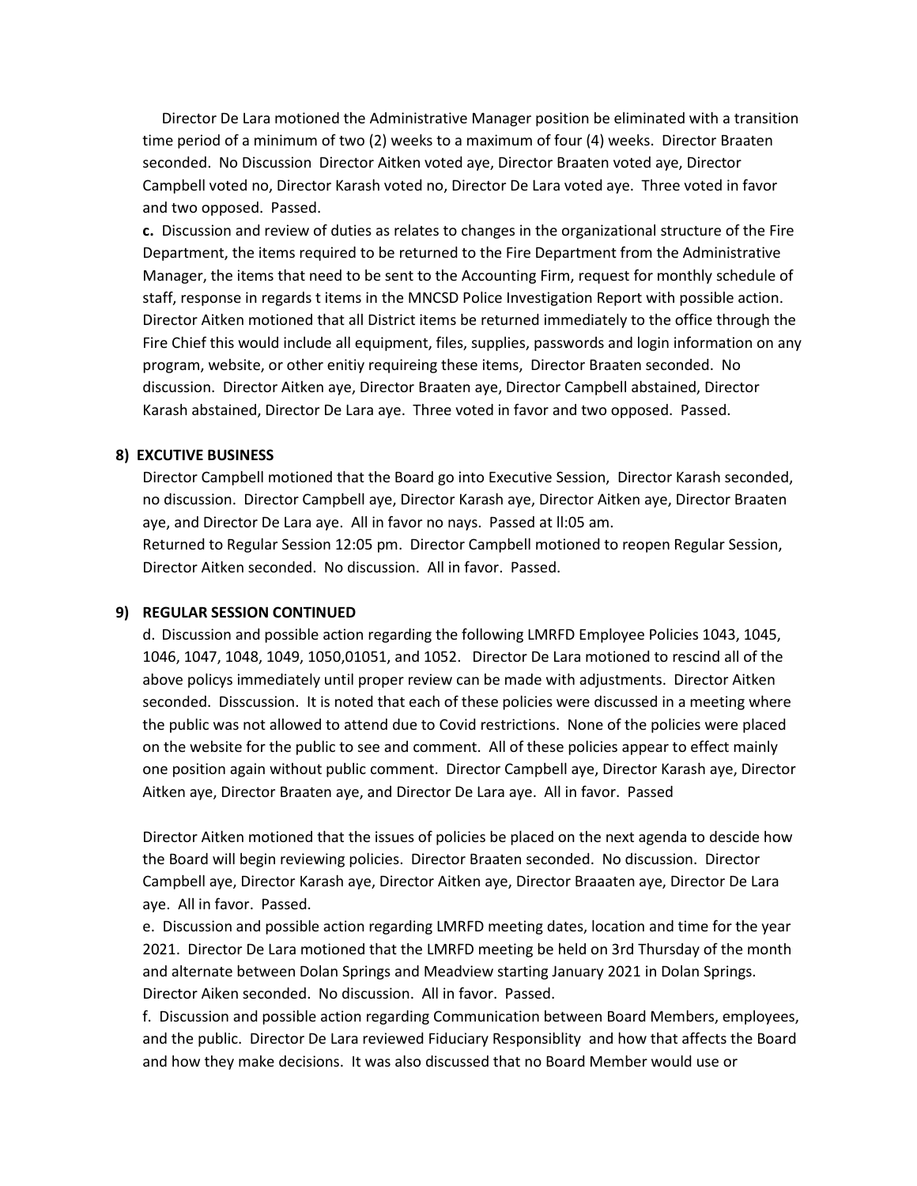Director De Lara motioned the Administrative Manager position be eliminated with a transition time period of a minimum of two (2) weeks to a maximum of four (4) weeks. Director Braaten seconded. No Discussion Director Aitken voted aye, Director Braaten voted aye, Director Campbell voted no, Director Karash voted no, Director De Lara voted aye. Three voted in favor and two opposed. Passed.

**c.** Discussion and review of duties as relates to changes in the organizational structure of the Fire Department, the items required to be returned to the Fire Department from the Administrative Manager, the items that need to be sent to the Accounting Firm, request for monthly schedule of staff, response in regards t items in the MNCSD Police Investigation Report with possible action. Director Aitken motioned that all District items be returned immediately to the office through the Fire Chief this would include all equipment, files, supplies, passwords and login information on any program, website, or other enitiy requireing these items, Director Braaten seconded. No discussion. Director Aitken aye, Director Braaten aye, Director Campbell abstained, Director Karash abstained, Director De Lara aye. Three voted in favor and two opposed. Passed.

## 8) EXCUTIVE BUSINESS

Director Campbell motioned that the Board go into Executive Session, Director Karash seconded, no discussion. Director Campbell aye, Director Karash aye, Director Aitken aye, Director Braaten aye, and Director De Lara aye. All in favor no nays. Passed at ll:05 am.

Returned to Regular Session 12:05 pm. Director Campbell motioned to reopen Regular Session, Director Aitken seconded. No discussion. All in favor. Passed.

## 9) REGULAR SESSION CONTINUED

d. Discussion and possible action regarding the following LMRFD Employee Policies 1043, 1045, 1046, 1047, 1048, 1049, 1050,01051, and 1052. Director De Lara motioned to rescind all of the above policys immediately until proper review can be made with adjustments. Director Aitken seconded. Disscussion. It is noted that each of these policies were discussed in a meeting where the public was not allowed to attend due to Covid restrictions. None of the policies were placed on the website for the public to see and comment. All of these policies appear to effect mainly one position again without public comment. Director Campbell aye, Director Karash aye, Director Aitken aye, Director Braaten aye, and Director De Lara aye. All in favor. Passed

Director Aitken motioned that the issues of policies be placed on the next agenda to descide how the Board will begin reviewing policies. Director Braaten seconded. No discussion. Director Campbell aye, Director Karash aye, Director Aitken aye, Director Braaaten aye, Director De Lara aye. All in favor. Passed.

e. Discussion and possible action regarding LMRFD meeting dates, location and time for the year 2021. Director De Lara motioned that the LMRFD meeting be held on 3rd Thursday of the month and alternate between Dolan Springs and Meadview starting January 2021 in Dolan Springs. Director Aiken seconded. No discussion. All in favor. Passed.

f. Discussion and possible action regarding Communication between Board Members, employees, and the public. Director De Lara reviewed Fiduciary Responsiblity and how that affects the Board and how they make decisions. It was also discussed that no Board Member would use or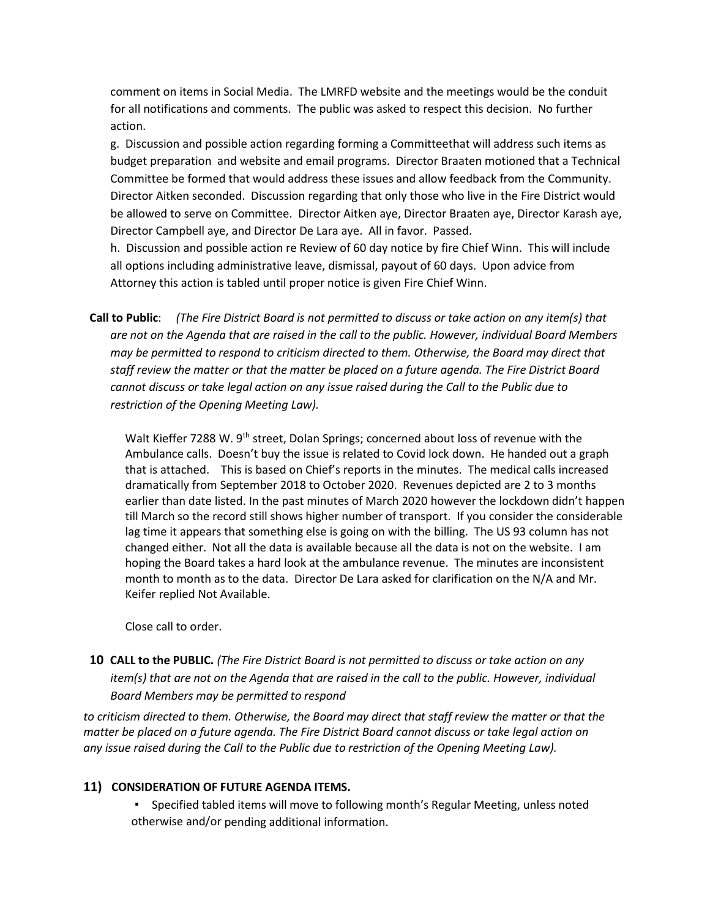comment on items in Social Media. The LMRFD website and the meetings would be the conduit for all notifications and comments. The public was asked to respect this decision. No further action.

g. Discussion and possible action regarding forming a Committeethat will address such items as budget preparation and website and email programs. Director Braaten motioned that a Technical Committee be formed that would address these issues and allow feedback from the Community. Director Aitken seconded. Discussion regarding that only those who live in the Fire District would be allowed to serve on Committee. Director Aitken aye, Director Braaten aye, Director Karash aye, Director Campbell aye, and Director De Lara aye. All in favor. Passed.

h. Discussion and possible action re Review of 60 day notice by fire Chief Winn. This will include all options including administrative leave, dismissal, payout of 60 days. Upon advice from Attorney this action is tabled until proper notice is given Fire Chief Winn.

**Call to Public**: *(The Fire District Board is not permitted to discuss or take action on any item(s) that are not on the Agenda that are raised in the call to the public. However, individual Board Members may be permitted to respond to criticism directed to them. Otherwise, the Board may direct that staff review the matter or that the matter be placed on a future agenda. The Fire District Board cannot discuss or take legal action on any issue raised during the Call to the Public due to restriction of the Opening Meeting Law).*

Walt Kieffer 7288 W. 9th street, Dolan Springs; concerned about loss of revenue with the Ambulance calls. Doesn't buy the issue is related to Covid lock down. He handed out a graph that is attached. This is based on Chief's reports in the minutes. The medical calls increased dramatically from September 2018 to October 2020. Revenues depicted are 2 to 3 months earlier than date listed. In the past minutes of March 2020 however the lockdown didn't happen till March so the record still shows higher number of transport. If you consider the considerable lag time it appears that something else is going on with the billing. The US 93 column has not changed either. Not all the data is available because all the data is not on the website. I am hoping the Board takes a hard look at the ambulance revenue. The minutes are inconsistent month to month as to the data. Director De Lara asked for clarification on the N/A and Mr. Keifer replied Not Available.

Close call to order.

**10 CALL to the PUBLIC.** *(The Fire District Board is not permitted to discuss or take action on any item(s) that are not on the Agenda that are raised in the call to the public. However, individual Board Members may be permitted to respond to criticism directed to them. Otherwise, the Board may direct that staff review the matter or that the matter be placed on a future agenda. The Fire District Board cannot discuss or take legal action on any issue raised during the Call to the Public due to restriction of the Opening Meeting Law).*

## 11) CONSIDERATION OF FUTURE AGENDA ITEMS.

- Specified tabled items will move to following month's Regular Meeting, unless noted otherwise and/or pending additional information.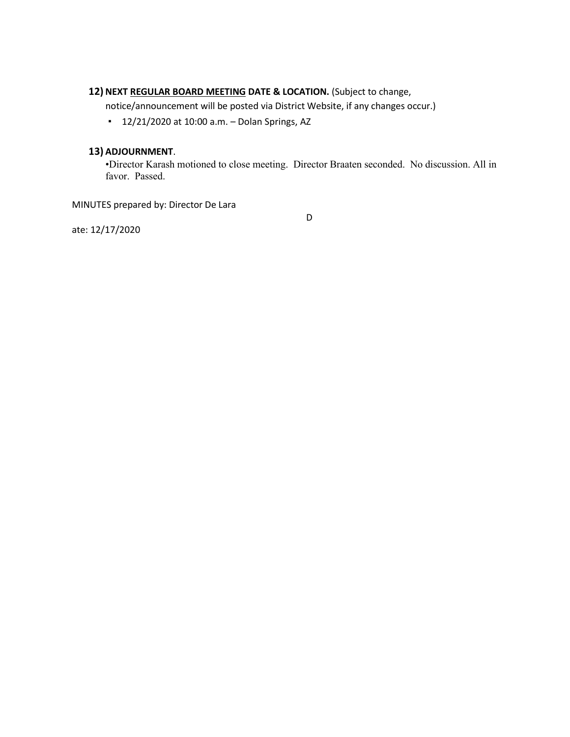**12) NEXT <u>REGULAR BOARD MEETING</u> DATE & LOCATION.** (Subject to change, notice/announcement will be posted via District Website, if any changes occur.)

- 12/21/2020 at 10:00 a.m. – Dolan Springs, AZ

**13) ADJOURNMENT**.

•Director Karash motioned to close meeting. Director Braaten seconded. No discussion. All in favor. Passed.

MINUTES prepared by: Director De Lara

D

ate: 12/17/2020